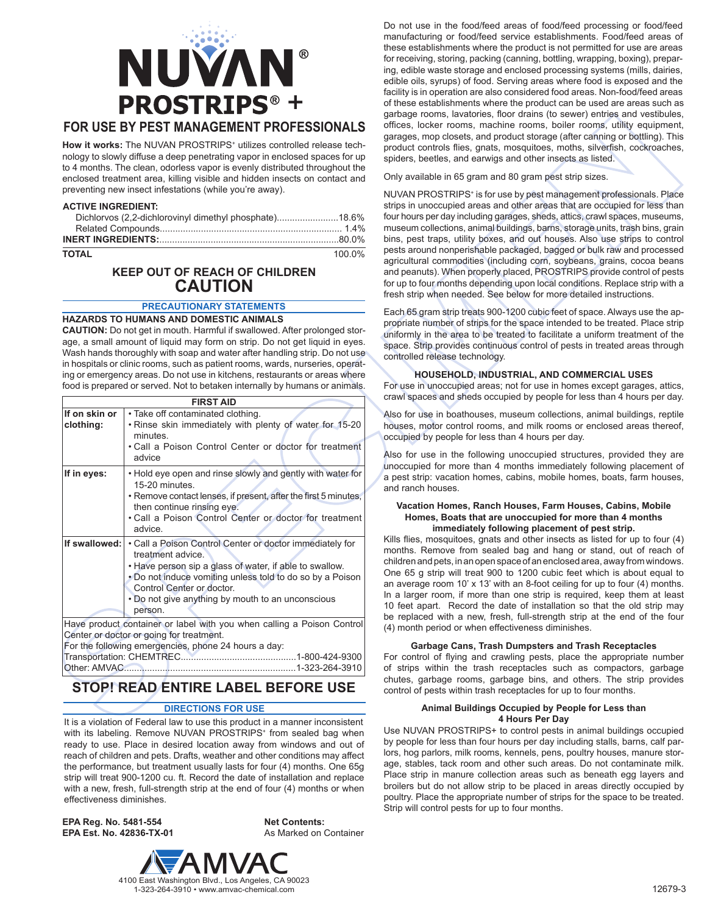# NUVAN®

# PROSTRIPS® +

## FOR USE BY PEST MANAGEMENT PROFESSIONALS

**How it works:** The NUVAN PROSTRIPS+ utilizes controlled release technology to slowly diffuse a deep penetrating vapor in enclosed spaces for up to 4 months. The clean, odorless vapor is evenly distributed throughout the enclosed treatment area, killing visible and hidden insects on contact and preventing new insect infestations (while you're away).

**ACTIVE INGREDIENT:**

| | |
|---|---|
| Dichlorvos (2,2-dichlorovinyl dimethyl phosphate) | 18.6% |
| Related Compounds | 1.4% |
| **INERT INGREDIENTS:** | 80.0% |
| **TOTAL** | 100.0% |

### KEEP OUT OF REACH OF CHILDREN

## CAUTION

### PRECAUTIONARY STATEMENTS

**HAZARDS TO HUMANS AND DOMESTIC ANIMALS**

**CAUTION:** Do not get in mouth. Harmful if swallowed. After prolonged storage, a small amount of liquid may form on strip. Do not get liquid in eyes. Wash hands thoroughly with soap and water after handling strip. Do not use in hospitals or clinic rooms, such as patient rooms, wards, nurseries, operating or emergency areas. Do not use in kitchens, restaurants or areas where food is prepared or served. Not to betaken internally by humans or animals.

| FIRST AID | |
|---|---|
| **If on skin or clothing:** | • Take off contaminated clothing.<br>• Rinse skin immediately with plenty of water for 15-20 minutes.<br>• Call a Poison Control Center or doctor for treatment advice |
| **If in eyes:** | • Hold eye open and rinse slowly and gently with water for 15-20 minutes.<br>• Remove contact lenses, if present, after the first 5 minutes, then continue rinsing eye.<br>• Call a Poison Control Center or doctor for treatment advice. |
| **If swallowed:** | • Call a Poison Control Center or doctor immediately for treatment advice.<br>• Have person sip a glass of water, if able to swallow.<br>• Do not induce vomiting unless told to do so by a Poison Control Center or doctor.<br>• Do not give anything by mouth to an unconscious person. |

Have product container or label with you when calling a Poison Control Center or doctor or going for treatment.
For the following emergencies, phone 24 hours a day:
Transportation: CHEMTREC.............................................1-800-424-9300
Other: AMVAC.....................................................................1-323-264-3910

## STOP! READ ENTIRE LABEL BEFORE USE

### DIRECTIONS FOR USE

It is a violation of Federal law to use this product in a manner inconsistent with its labeling. Remove NUVAN PROSTRIPS+ from sealed bag when ready to use. Place in desired location away from windows and out of reach of children and pets. Drafts, weather and other conditions may affect the performance, but treatment usually lasts for four (4) months. One 65g strip will treat 900-1200 cu. ft. Record the date of installation and replace with a new, fresh, full-strength strip at the end of four (4) months or when effectiveness diminishes.

**EPA Reg. No. 5481-554**
**EPA Est. No. 42836-TX-01**

**Net Contents:**
As Marked on Container

AMVAC
4100 East Washington Blvd., Los Angeles, CA 90023
1-323-264-3910 • www.amvac-chemical.com

Do not use in the food/feed areas of food/feed processing or food/feed manufacturing or food/feed service establishments. Food/feed areas of these establishments where the product is not permitted for use are areas for receiving, storing, packing (canning, bottling, wrapping, boxing), preparing, edible waste storage and enclosed processing systems (mills, dairies, edible oils, syrups) of food. Serving areas where food is exposed and the facility is in operation are also considered food areas. Non-food/feed areas of these establishments where the product can be used are areas such as garbage rooms, lavatories, floor drains (to sewer) entries and vestibules, offices, locker rooms, machine rooms, boiler rooms, utility equipment, garages, mop closets, and product storage (after canning or bottling). This product controls flies, gnats, mosquitoes, moths, silverfish, cockroaches, spiders, beetles, and earwigs and other insects as listed.

Only available in 65 gram and 80 gram pest strip sizes.

NUVAN PROSTRIPS+ is for use by pest management professionals. Place strips in unoccupied areas and other areas that are occupied for less than four hours per day including garages, sheds, attics, crawl spaces, museums, museum collections, animal buildings, barns, storage units, trash bins, grain bins, pest traps, utility boxes, and out houses. Also use strips to control pests around nonperishable packaged, bagged or bulk raw and processed agricultural commodities (including corn, soybeans, grains, cocoa beans and peanuts). When properly placed, PROSTRIPS provide control of pests for up to four months depending upon local conditions. Replace strip with a fresh strip when needed. See below for more detailed instructions.

Each 65 gram strip treats 900-1200 cubic feet of space. Always use the appropriate number of strips for the space intended to be treated. Place strip uniformly in the area to be treated to facilitate a uniform treatment of the space. Strip provides continuous control of pests in treated areas through controlled release technology.

### HOUSEHOLD, INDUSTRIAL, AND COMMERCIAL USES

For use in unoccupied areas; not for use in homes except garages, attics, crawl spaces and sheds occupied by people for less than 4 hours per day.

Also for use in boathouses, museum collections, animal buildings, reptile houses, motor control rooms, and milk rooms or enclosed areas thereof, occupied by people for less than 4 hours per day.

Also for use in the following unoccupied structures, provided they are unoccupied for more than 4 months immediately following placement of a pest strip: vacation homes, cabins, mobile homes, boats, farm houses, and ranch houses.

#### Vacation Homes, Ranch Houses, Farm Houses, Cabins, Mobile Homes, Boats that are unoccupied for more than 4 months immediately following placement of pest strip.

Kills flies, mosquitoes, gnats and other insects as listed for up to four (4) months. Remove from sealed bag and hang or stand, out of reach of children and pets, in an open space of an enclosed area, away from windows. One 65 g strip will treat 900 to 1200 cubic feet which is about equal to an average room 10' x 13' with an 8-foot ceiling for up to four (4) months. In a larger room, if more than one strip is required, keep them at least 10 feet apart. Record the date of installation so that the old strip may be replaced with a new, fresh, full-strength strip at the end of the four (4) month period or when effectiveness diminishes.

#### Garbage Cans, Trash Dumpsters and Trash Receptacles

For control of flying and crawling pests, place the appropriate number of strips within the trash receptacles such as compactors, garbage chutes, garbage rooms, garbage bins, and others. The strip provides control of pests within trash receptacles for up to four months.

#### Animal Buildings Occupied by People for Less than 4 Hours Per Day

Use NUVAN PROSTRIPS+ to control pests in animal buildings occupied by people for less than four hours per day including stalls, barns, calf parlors, hog parlors, milk rooms, kennels, pens, poultry houses, manure storage, stables, tack room and other such areas. Do not contaminate milk. Place strip in manure collection areas such as beneath egg layers and broilers but do not allow strip to be placed in areas directly occupied by poultry. Place the appropriate number of strips for the space to be treated. Strip will control pests for up to four months.

12679-3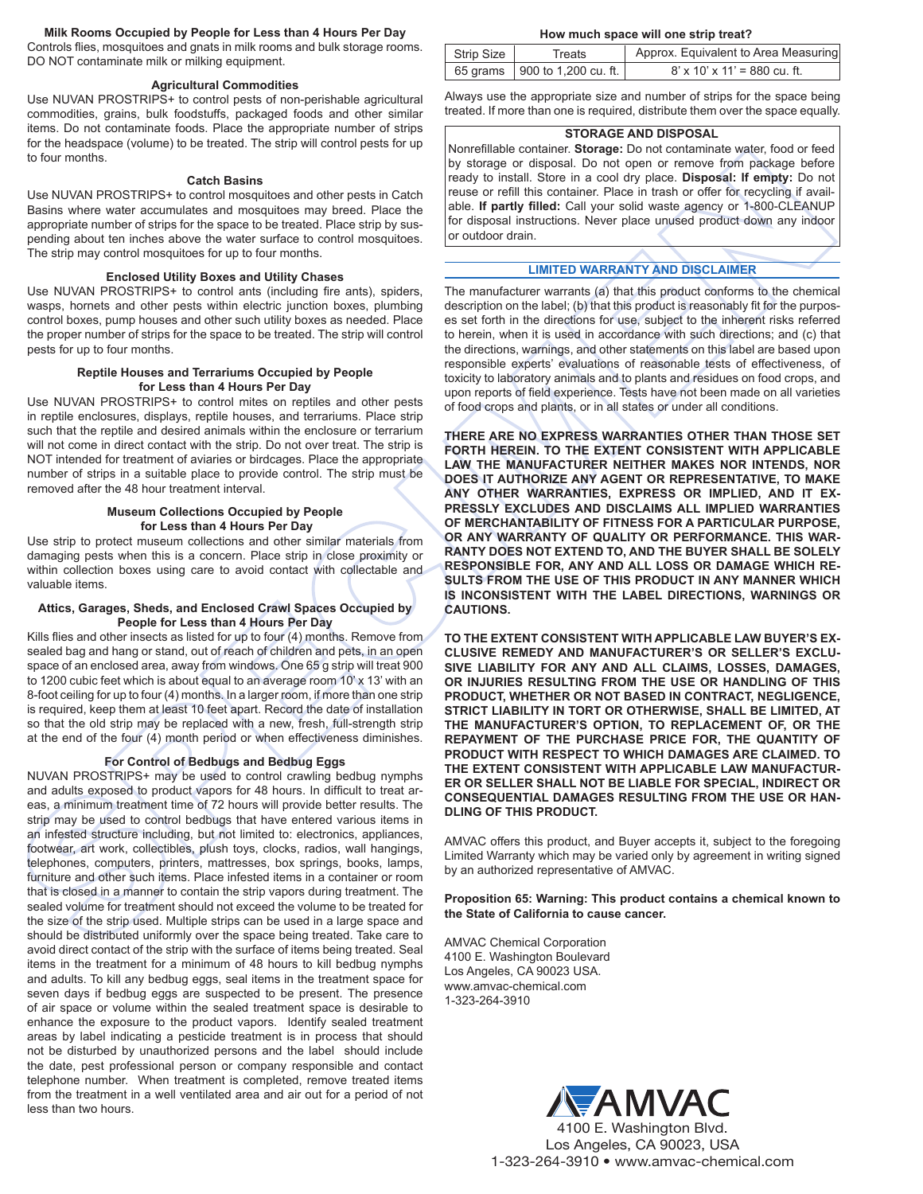### Milk Rooms Occupied by People for Less than 4 Hours Per Day

Controls flies, mosquitoes and gnats in milk rooms and bulk storage rooms. DO NOT contaminate milk or milking equipment.

### Agricultural Commodities

Use NUVAN PROSTRIPS+ to control pests of non-perishable agricultural commodities, grains, bulk foodstuffs, packaged foods and other similar items. Do not contaminate foods. Place the appropriate number of strips for the headspace (volume) to be treated. The strip will control pests for up to four months.

### Catch Basins

Use NUVAN PROSTRIPS+ to control mosquitoes and other pests in Catch Basins where water accumulates and mosquitoes may breed. Place the appropriate number of strips for the space to be treated. Place strip by suspending about ten inches above the water surface to control mosquitoes. The strip may control mosquitoes for up to four months.

### Enclosed Utility Boxes and Utility Chases

Use NUVAN PROSTRIPS+ to control ants (including fire ants), spiders, wasps, hornets and other pests within electric junction boxes, plumbing control boxes, pump houses and other such utility boxes as needed. Place the proper number of strips for the space to be treated. The strip will control pests for up to four months.

### Reptile Houses and Terrariums Occupied by People for Less than 4 Hours Per Day

Use NUVAN PROSTRIPS+ to control mites on reptiles and other pests in reptile enclosures, displays, reptile houses, and terrariums. Place strip such that the reptile and desired animals within the enclosure or terrarium will not come in direct contact with the strip. Do not over treat. The strip is NOT intended for treatment of aviaries or birdcages. Place the appropriate number of strips in a suitable place to provide control. The strip must be removed after the 48 hour treatment interval.

### Museum Collections Occupied by People for Less than 4 Hours Per Day

Use strip to protect museum collections and other similar materials from damaging pests when this is a concern. Place strip in close proximity or within collection boxes using care to avoid contact with collectable and valuable items.

### Attics, Garages, Sheds, and Enclosed Crawl Spaces Occupied by People for Less than 4 Hours Per Day

Kills flies and other insects as listed for up to four (4) months. Remove from sealed bag and hang or stand, out of reach of children and pets, in an open space of an enclosed area, away from windows. One 65 g strip will treat 900 to 1200 cubic feet which is about equal to an average room 10' x 13' with an 8-foot ceiling for up to four (4) months. In a larger room, if more than one strip is required, keep them at least 10 feet apart. Record the date of installation so that the old strip may be replaced with a new, fresh, full-strength strip at the end of the four (4) month period or when effectiveness diminishes.

### For Control of Bedbugs and Bedbug Eggs

NUVAN PROSTRIPS+ may be used to control crawling bedbug nymphs and adults exposed to product vapors for 48 hours. In difficult to treat areas, a minimum treatment time of 72 hours will provide better results. The strip may be used to control bedbugs that have entered various items in an infested structure including, but not limited to: electronics, appliances, footwear, art work, collectibles, plush toys, clocks, radios, wall hangings, telephones, computers, printers, mattresses, box springs, books, lamps, furniture and other such items. Place infested items in a container or room that is closed in a manner to contain the strip vapors during treatment. The sealed volume for treatment should not exceed the volume to be treated for the size of the strip used. Multiple strips can be used in a large space and should be distributed uniformly over the space being treated. Take care to avoid direct contact of the strip with the surface of items being treated. Seal items in the treatment for a minimum of 48 hours to kill bedbug nymphs and adults. To kill any bedbug eggs, seal items in the treatment space for seven days if bedbug eggs are suspected to be present. The presence of air space or volume within the sealed treatment space is desirable to enhance the exposure to the product vapors. Identify sealed treatment areas by label indicating a pesticide treatment is in process that should not be disturbed by unauthorized persons and the label should include the date, pest professional person or company responsible and contact telephone number. When treatment is completed, remove treated items from the treatment in a well ventilated area and air out for a period of not less than two hours.

**How much space will one strip treat?**

| Strip Size | Treats | Approx. Equivalent to Area Measuring |
|---|---|---|
| 65 grams | 900 to 1,200 cu. ft. | 8' x 10' x 11' = 880 cu. ft. |

Always use the appropriate size and number of strips for the space being treated. If more than one is required, distribute them over the space equally.

### STORAGE AND DISPOSAL

Nonrefillable container. **Storage:** Do not contaminate water, food or feed by storage or disposal. Do not open or remove from package before ready to install. Store in a cool dry place. **Disposal: If empty:** Do not reuse or refill this container. Place in trash or offer for recycling if available. **If partly filled:** Call your solid waste agency or 1-800-CLEANUP for disposal instructions. Never place unused product down any indoor or outdoor drain.

### LIMITED WARRANTY AND DISCLAIMER

The manufacturer warrants (a) that this product conforms to the chemical description on the label; (b) that this product is reasonably fit for the purposes set forth in the directions for use, subject to the inherent risks referred to herein, when it is used in accordance with such directions; and (c) that the directions, warnings, and other statements on this label are based upon responsible experts' evaluations of reasonable tests of effectiveness, of toxicity to laboratory animals and to plants and residues on food crops, and upon reports of field experience. Tests have not been made on all varieties of food crops and plants, or in all states or under all conditions.

**THERE ARE NO EXPRESS WARRANTIES OTHER THAN THOSE SET FORTH HEREIN. TO THE EXTENT CONSISTENT WITH APPLICABLE LAW THE MANUFACTURER NEITHER MAKES NOR INTENDS, NOR DOES IT AUTHORIZE ANY AGENT OR REPRESENTATIVE, TO MAKE ANY OTHER WARRANTIES, EXPRESS OR IMPLIED, AND IT EXPRESSLY EXCLUDES AND DISCLAIMS ALL IMPLIED WARRANTIES OF MERCHANTABILITY OF FITNESS FOR A PARTICULAR PURPOSE, OR ANY WARRANTY OF QUALITY OR PERFORMANCE. THIS WARRANTY DOES NOT EXTEND TO, AND THE BUYER SHALL BE SOLELY RESPONSIBLE FOR, ANY AND ALL LOSS OR DAMAGE WHICH RESULTS FROM THE USE OF THIS PRODUCT IN ANY MANNER WHICH IS INCONSISTENT WITH THE LABEL DIRECTIONS, WARNINGS OR CAUTIONS.**

**TO THE EXTENT CONSISTENT WITH APPLICABLE LAW BUYER'S EXCLUSIVE REMEDY AND MANUFACTURER'S OR SELLER'S EXCLUSIVE LIABILITY FOR ANY AND ALL CLAIMS, LOSSES, DAMAGES, OR INJURIES RESULTING FROM THE USE OR HANDLING OF THIS PRODUCT, WHETHER OR NOT BASED IN CONTRACT, NEGLIGENCE, STRICT LIABILITY IN TORT OR OTHERWISE, SHALL BE LIMITED, AT THE MANUFACTURER'S OPTION, TO REPLACEMENT OF, OR THE REPAYMENT OF THE PURCHASE PRICE FOR, THE QUANTITY OF PRODUCT WITH RESPECT TO WHICH DAMAGES ARE CLAIMED. TO THE EXTENT CONSISTENT WITH APPLICABLE LAW MANUFACTURER OR SELLER SHALL NOT BE LIABLE FOR SPECIAL, INDIRECT OR CONSEQUENTIAL DAMAGES RESULTING FROM THE USE OR HANDLING OF THIS PRODUCT.**

AMVAC offers this product, and Buyer accepts it, subject to the foregoing Limited Warranty which may be varied only by agreement in writing signed by an authorized representative of AMVAC.

**Proposition 65: Warning: This product contains a chemical known to the State of California to cause cancer.**

AMVAC Chemical Corporation
4100 E. Washington Boulevard
Los Angeles, CA 90023 USA.
www.amvac-chemical.com
1-323-264-3910

AMVAC
4100 E. Washington Blvd.
Los Angeles, CA 90023, USA
1-323-264-3910 • www.amvac-chemical.com